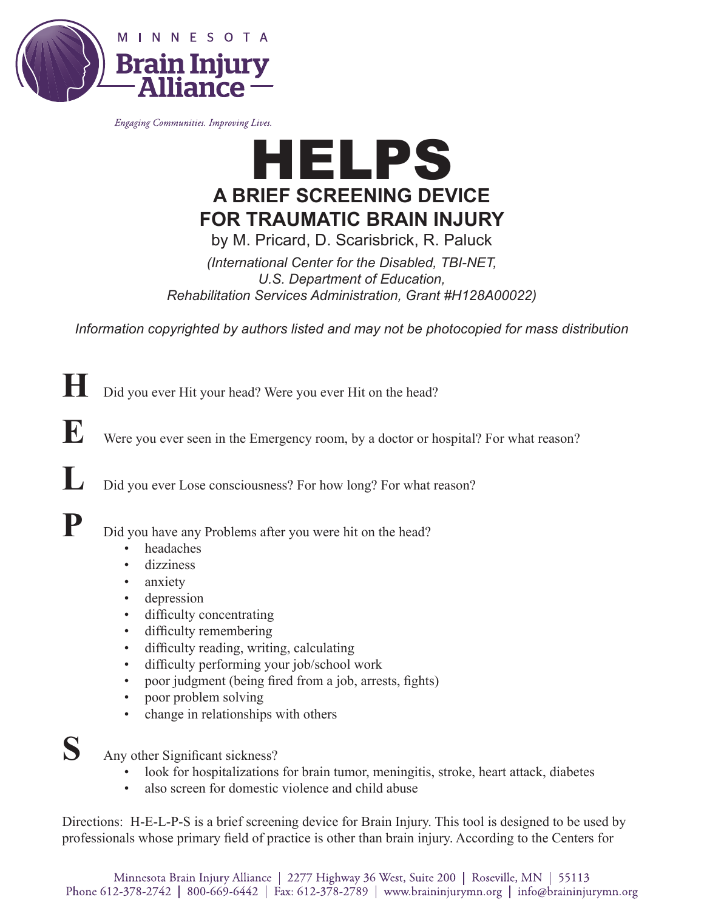MINNESOTA
**Brain Injury Alliance**

*Engaging Communities. Improving Lives.*

# HELPS

## A BRIEF SCREENING DEVICE FOR TRAUMATIC BRAIN INJURY

by M. Pricard, D. Scarisbrick, R. Paluck

*(International Center for the Disabled, TBI-NET, U.S. Department of Education, Rehabilitation Services Administration, Grant #H128A00022)*

*Information copyrighted by authors listed and may not be photocopied for mass distribution*

**H** Did you ever Hit your head? Were you ever Hit on the head?

**E** Were you ever seen in the Emergency room, by a doctor or hospital? For what reason?

**L** Did you ever Lose consciousness? For how long? For what reason?

**P** Did you have any Problems after you were hit on the head?

- headaches
- dizziness
- anxiety
- depression
- difficulty concentrating
- difficulty remembering
- difficulty reading, writing, calculating
- difficulty performing your job/school work
- poor judgment (being fired from a job, arrests, fights)
- poor problem solving
- change in relationships with others

**S** Any other Significant sickness?

- look for hospitalizations for brain tumor, meningitis, stroke, heart attack, diabetes
- also screen for domestic violence and child abuse

Directions: H-E-L-P-S is a brief screening device for Brain Injury. This tool is designed to be used by professionals whose primary field of practice is other than brain injury. According to the Centers for

Minnesota Brain Injury Alliance | 2277 Highway 36 West, Suite 200 | Roseville, MN | 55113
Phone 612-378-2742 | 800-669-6442 | Fax: 612-378-2789 | www.braininjurymn.org | info@braininjurymn.org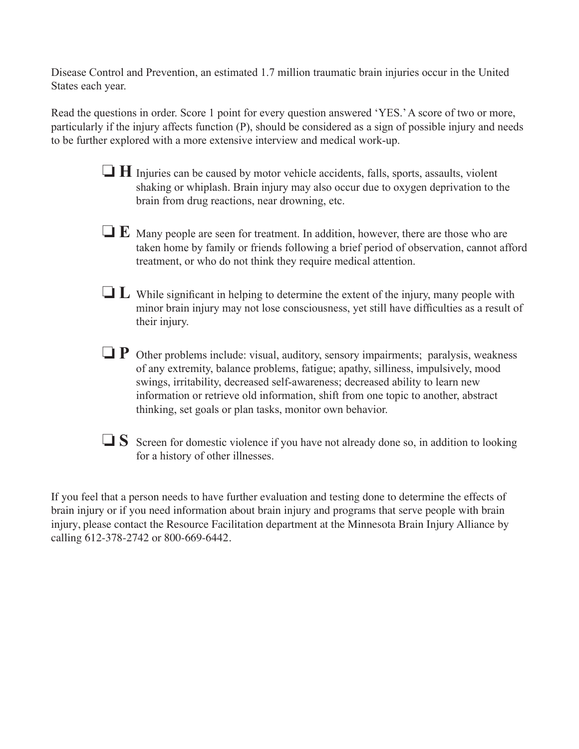Disease Control and Prevention, an estimated 1.7 million traumatic brain injuries occur in the United States each year.

Read the questions in order. Score 1 point for every question answered 'YES.' A score of two or more, particularly if the injury affects function (P), should be considered as a sign of possible injury and needs to be further explored with a more extensive interview and medical work-up.

- ❑ **H** Injuries can be caused by motor vehicle accidents, falls, sports, assaults, violent shaking or whiplash. Brain injury may also occur due to oxygen deprivation to the brain from drug reactions, near drowning, etc.

- ❑ **E** Many people are seen for treatment. In addition, however, there are those who are taken home by family or friends following a brief period of observation, cannot afford treatment, or who do not think they require medical attention.

- ❑ **L** While significant in helping to determine the extent of the injury, many people with minor brain injury may not lose consciousness, yet still have difficulties as a result of their injury.

- ❑ **P** Other problems include: visual, auditory, sensory impairments; paralysis, weakness of any extremity, balance problems, fatigue; apathy, silliness, impulsively, mood swings, irritability, decreased self-awareness; decreased ability to learn new information or retrieve old information, shift from one topic to another, abstract thinking, set goals or plan tasks, monitor own behavior.

- ❑ **S** Screen for domestic violence if you have not already done so, in addition to looking for a history of other illnesses.

If you feel that a person needs to have further evaluation and testing done to determine the effects of brain injury or if you need information about brain injury and programs that serve people with brain injury, please contact the Resource Facilitation department at the Minnesota Brain Injury Alliance by calling 612-378-2742 or 800-669-6442.